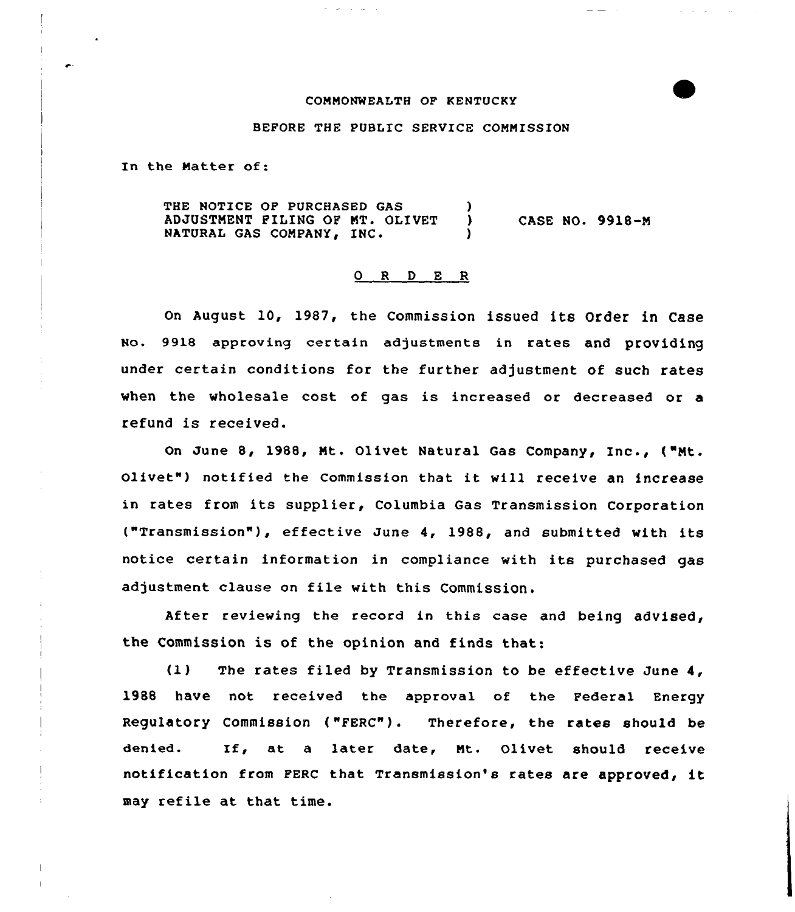COMMONWEALTH OF KENTUCKY

BEFORE THE PUBLIC SERVICE COMMISSION

In the Matter of:

THE NOTICE OF PURCHASED GAS ADJUSTMENT FILING OF MT. OLIVET NATURAL GAS COMPANY, INC. ) CASE NO. 9918-M

O R D E R

On August 10, 1987, the Commission issued its Order in Case No. 9918 approving certain adjustments in rates and providing under certain conditions for the further adjustment of such rates when the wholesale cost of gas is increased or decreased or a refund is received.

On June 8, 1988, Mt. Olivet Natural Gas Company, Inc., ("Mt. Olivet") notified the Commission that it will receive an increase in rates from its supplier, Columbia Gas Transmission Corporation ("Transmission"), effective June 4, 1988, and submitted with its notice certain information in compliance with its purchased gas adjustment clause on file with this Commission.

After reviewing the record in this case and being advised, the Commission is of the opinion and finds that:

(1) The rates filed by Transmission to be effective June 4, 1988 have not received the approval of the Federal Energy Regulatory Commission ("FERC"). Therefore, the rates should be denied. If, at a later date, Mt. Olivet should receive notification from FERC that Transmission's rates are approved, it may refile at that time.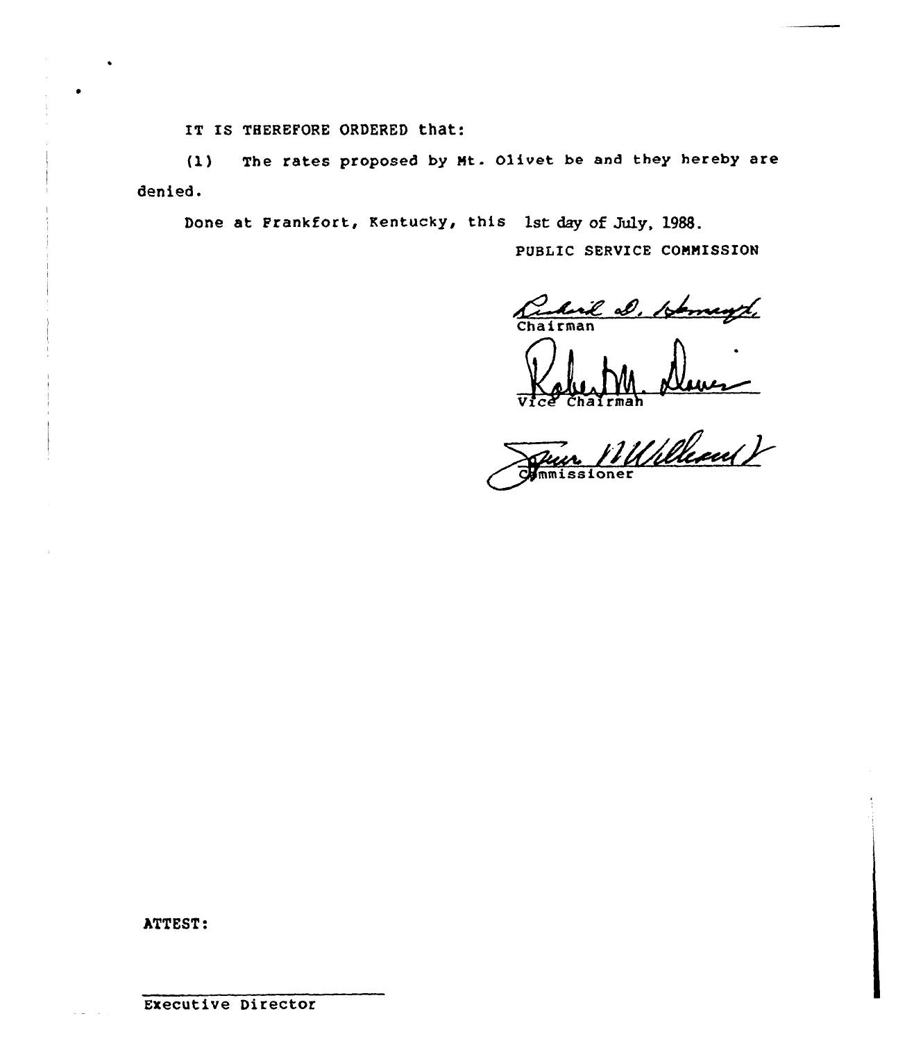IT IS THEREFORE ORDERED that:

(1) The rates proposed by Mt. Olivet be and they hereby are denied.

Done at Frankfort, Kentucky, this 1st day of July, 1988.

PUBLIC SERVICE COMMISSION

Chairman

Vice Chairman

Commissioner

ATTEST:

Executive Director